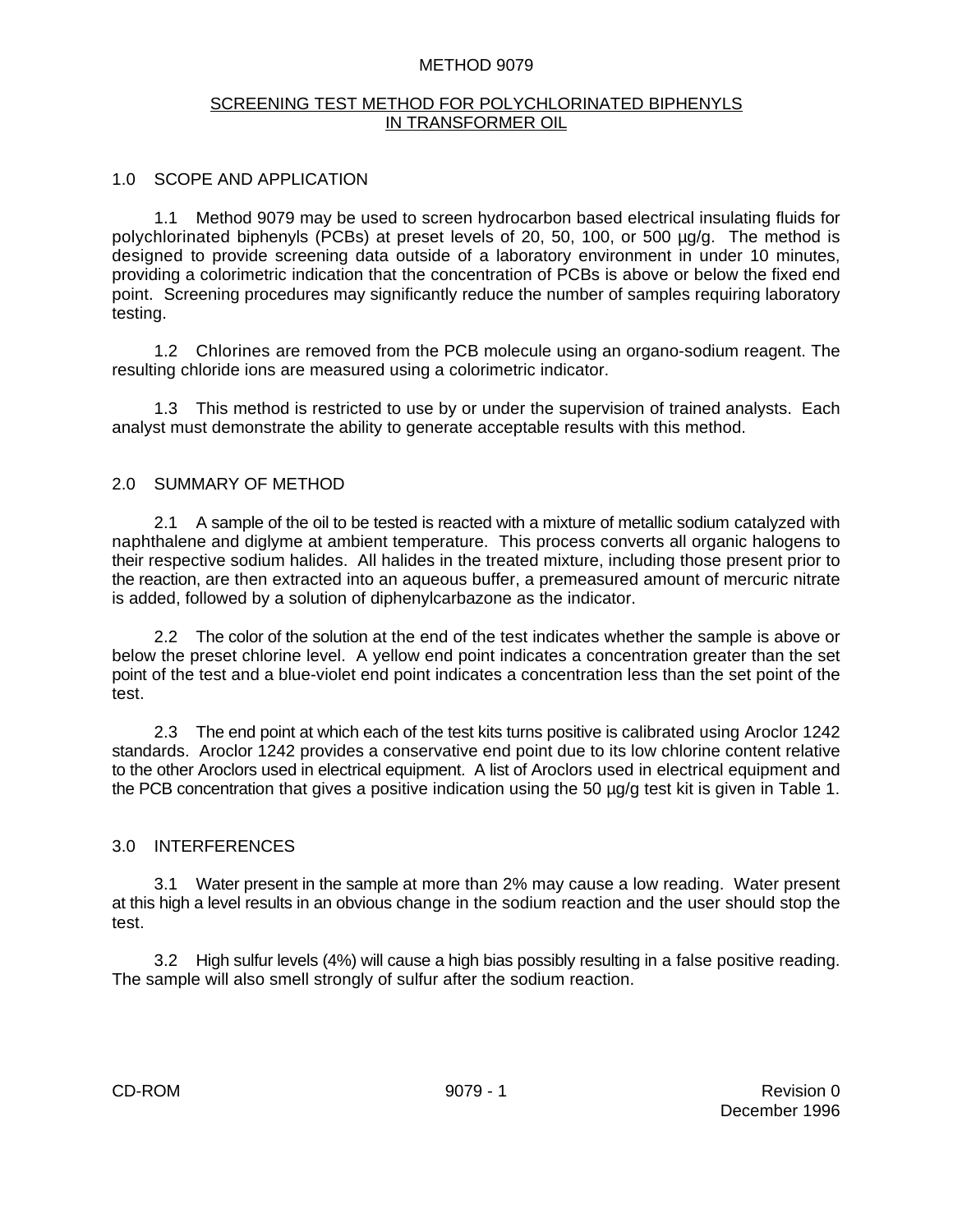# METHOD 9079

## SCREENING TEST METHOD FOR POLYCHLORINATED BIPHENYLS IN TRANSFORMER OIL

### 1.0 SCOPE AND APPLICATION

1.1 Method 9079 may be used to screen hydrocarbon based electrical insulating fluids for polychlorinated biphenyls (PCBs) at preset levels of 20, 50, 100, or 500 µg/g. The method is designed to provide screening data outside of a laboratory environment in under 10 minutes, providing a colorimetric indication that the concentration of PCBs is above or below the fixed end point. Screening procedures may significantly reduce the number of samples requiring laboratory testing.

1.2 Chlorines are removed from the PCB molecule using an organo-sodium reagent. The resulting chloride ions are measured using a colorimetric indicator.

1.3 This method is restricted to use by or under the supervision of trained analysts. Each analyst must demonstrate the ability to generate acceptable results with this method.

### 2.0 SUMMARY OF METHOD

2.1 A sample of the oil to be tested is reacted with a mixture of metallic sodium catalyzed with naphthalene and diglyme at ambient temperature. This process converts all organic halogens to their respective sodium halides. All halides in the treated mixture, including those present prior to the reaction, are then extracted into an aqueous buffer, a premeasured amount of mercuric nitrate is added, followed by a solution of diphenylcarbazone as the indicator.

2.2 The color of the solution at the end of the test indicates whether the sample is above or below the preset chlorine level. A yellow end point indicates a concentration greater than the set point of the test and a blue-violet end point indicates a concentration less than the set point of the test.

2.3 The end point at which each of the test kits turns positive is calibrated using Aroclor 1242 standards. Aroclor 1242 provides a conservative end point due to its low chlorine content relative to the other Aroclors used in electrical equipment. A list of Aroclors used in electrical equipment and the PCB concentration that gives a positive indication using the 50 µg/g test kit is given in Table 1.

### 3.0 INTERFERENCES

3.1 Water present in the sample at more than 2% may cause a low reading. Water present at this high a level results in an obvious change in the sodium reaction and the user should stop the test.

3.2 High sulfur levels (4%) will cause a high bias possibly resulting in a false positive reading. The sample will also smell strongly of sulfur after the sodium reaction.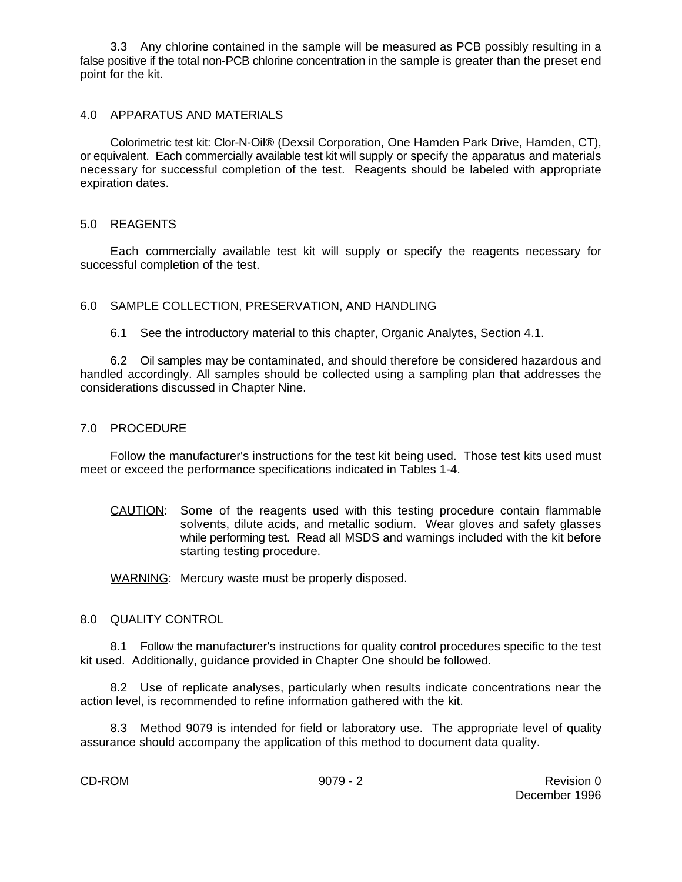3.3 Any chlorine contained in the sample will be measured as PCB possibly resulting in a false positive if the total non-PCB chlorine concentration in the sample is greater than the preset end point for the kit.

## 4.0 APPARATUS AND MATERIALS

Colorimetric test kit: Clor-N-Oil® (Dexsil Corporation, One Hamden Park Drive, Hamden, CT), or equivalent. Each commercially available test kit will supply or specify the apparatus and materials necessary for successful completion of the test. Reagents should be labeled with appropriate expiration dates.

## 5.0 REAGENTS

Each commercially available test kit will supply or specify the reagents necessary for successful completion of the test.

## 6.0 SAMPLE COLLECTION, PRESERVATION, AND HANDLING

6.1 See the introductory material to this chapter, Organic Analytes, Section 4.1.

6.2 Oil samples may be contaminated, and should therefore be considered hazardous and handled accordingly. All samples should be collected using a sampling plan that addresses the considerations discussed in Chapter Nine.

## 7.0 PROCEDURE

Follow the manufacturer's instructions for the test kit being used. Those test kits used must meet or exceed the performance specifications indicated in Tables 1-4.

<u>CAUTION</u>: Some of the reagents used with this testing procedure contain flammable solvents, dilute acids, and metallic sodium. Wear gloves and safety glasses while performing test. Read all MSDS and warnings included with the kit before starting testing procedure.

<u>WARNING</u>: Mercury waste must be properly disposed.

## 8.0 QUALITY CONTROL

8.1 Follow the manufacturer's instructions for quality control procedures specific to the test kit used. Additionally, guidance provided in Chapter One should be followed.

8.2 Use of replicate analyses, particularly when results indicate concentrations near the action level, is recommended to refine information gathered with the kit.

8.3 Method 9079 is intended for field or laboratory use. The appropriate level of quality assurance should accompany the application of this method to document data quality.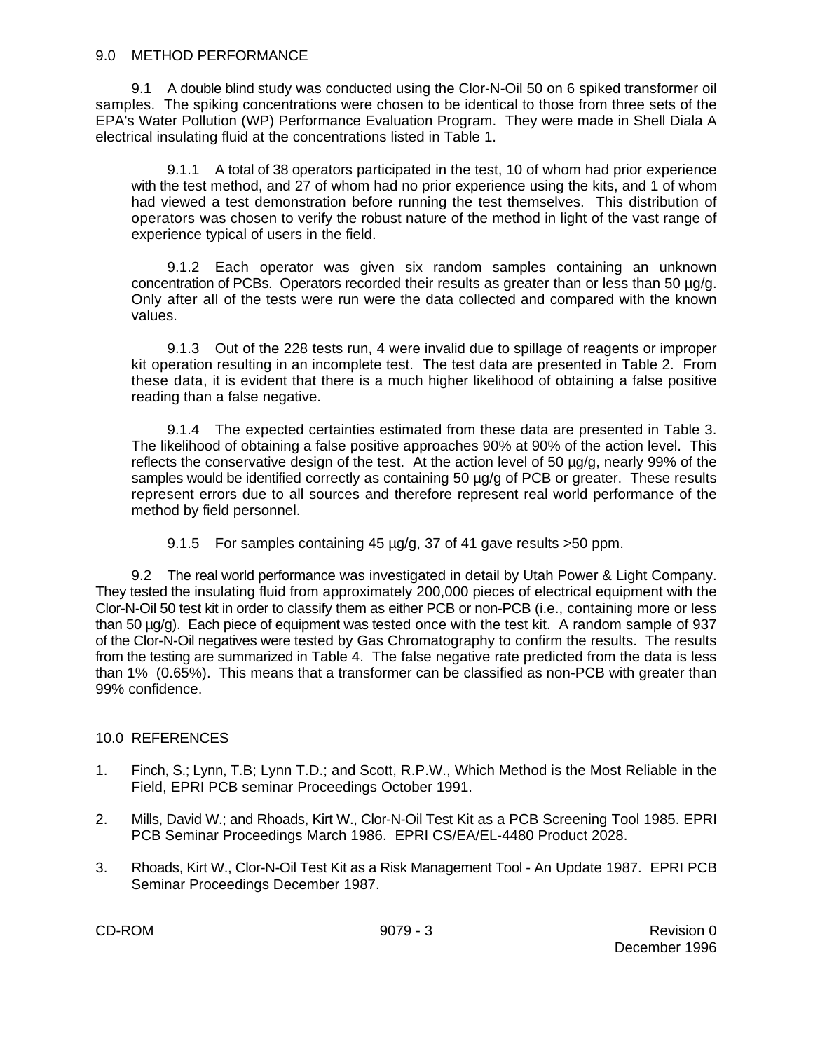## 9.0 METHOD PERFORMANCE

9.1 A double blind study was conducted using the Clor-N-Oil 50 on 6 spiked transformer oil samples. The spiking concentrations were chosen to be identical to those from three sets of the EPA's Water Pollution (WP) Performance Evaluation Program. They were made in Shell Diala A electrical insulating fluid at the concentrations listed in Table 1.

9.1.1 A total of 38 operators participated in the test, 10 of whom had prior experience with the test method, and 27 of whom had no prior experience using the kits, and 1 of whom had viewed a test demonstration before running the test themselves. This distribution of operators was chosen to verify the robust nature of the method in light of the vast range of experience typical of users in the field.

9.1.2 Each operator was given six random samples containing an unknown concentration of PCBs. Operators recorded their results as greater than or less than 50 µg/g. Only after all of the tests were run were the data collected and compared with the known values.

9.1.3 Out of the 228 tests run, 4 were invalid due to spillage of reagents or improper kit operation resulting in an incomplete test. The test data are presented in Table 2. From these data, it is evident that there is a much higher likelihood of obtaining a false positive reading than a false negative.

9.1.4 The expected certainties estimated from these data are presented in Table 3. The likelihood of obtaining a false positive approaches 90% at 90% of the action level. This reflects the conservative design of the test. At the action level of 50 µg/g, nearly 99% of the samples would be identified correctly as containing 50 µg/g of PCB or greater. These results represent errors due to all sources and therefore represent real world performance of the method by field personnel.

9.1.5 For samples containing 45 µg/g, 37 of 41 gave results >50 ppm.

9.2 The real world performance was investigated in detail by Utah Power & Light Company. They tested the insulating fluid from approximately 200,000 pieces of electrical equipment with the Clor-N-Oil 50 test kit in order to classify them as either PCB or non-PCB (i.e., containing more or less than 50 µg/g). Each piece of equipment was tested once with the test kit. A random sample of 937 of the Clor-N-Oil negatives were tested by Gas Chromatography to confirm the results. The results from the testing are summarized in Table 4. The false negative rate predicted from the data is less than 1% (0.65%). This means that a transformer can be classified as non-PCB with greater than 99% confidence.

## 10.0 REFERENCES

1. Finch, S.; Lynn, T.B; Lynn T.D.; and Scott, R.P.W., Which Method is the Most Reliable in the Field, EPRI PCB seminar Proceedings October 1991.

2. Mills, David W.; and Rhoads, Kirt W., Clor-N-Oil Test Kit as a PCB Screening Tool 1985. EPRI PCB Seminar Proceedings March 1986. EPRI CS/EA/EL-4480 Product 2028.

3. Rhoads, Kirt W., Clor-N-Oil Test Kit as a Risk Management Tool - An Update 1987. EPRI PCB Seminar Proceedings December 1987.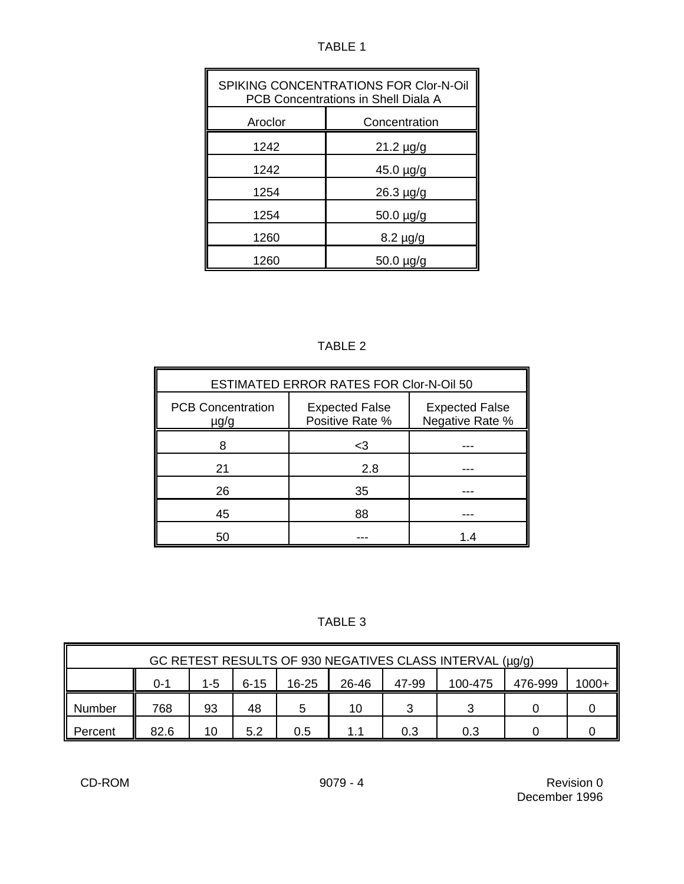TABLE 1

| SPIKING CONCENTRATIONS FOR Clor-N-Oil PCB Concentrations in Shell Diala A | |
|---|---|
| Aroclor | Concentration |
| 1242 | 21.2 µg/g |
| 1242 | 45.0 µg/g |
| 1254 | 26.3 µg/g |
| 1254 | 50.0 µg/g |
| 1260 | 8.2 µg/g |
| 1260 | 50.0 µg/g |

TABLE 2

| ESTIMATED ERROR RATES FOR Clor-N-Oil 50 | | |
|---|---|---|
| PCB Concentration µg/g | Expected False Positive Rate % | Expected False Negative Rate % |
| 8 | <3 | --- |
| 21 | 2.8 | --- |
| 26 | 35 | --- |
| 45 | 88 | --- |
| 50 | --- | 1.4 |

TABLE 3

| GC RETEST RESULTS OF 930 NEGATIVES CLASS INTERVAL (µg/g) | | | | | | | | | |
|---|---|---|---|---|---|---|---|---|---|
| | 0-1 | 1-5 | 6-15 | 16-25 | 26-46 | 47-99 | 100-475 | 476-999 | 1000+ |
| Number | 768 | 93 | 48 | 5 | 10 | 3 | 3 | 0 | 0 |
| Percent | 82.6 | 10 | 5.2 | 0.5 | 1.1 | 0.3 | 0.3 | 0 | 0 |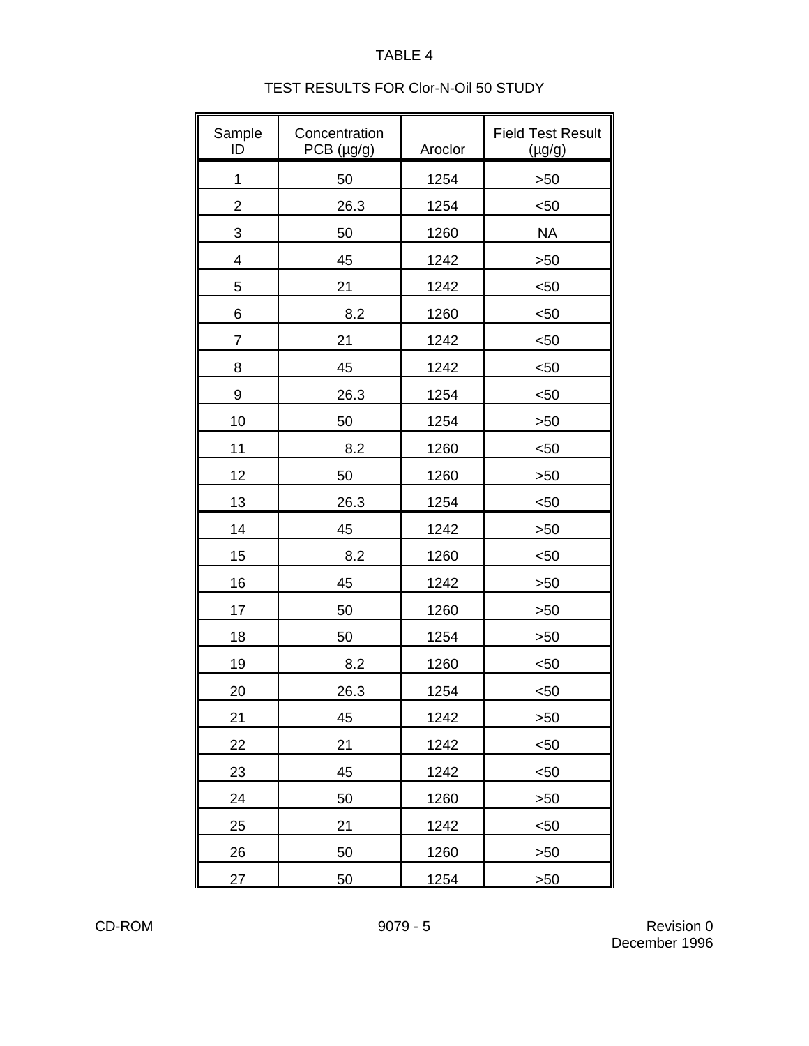TABLE 4

TEST RESULTS FOR Clor-N-Oil 50 STUDY

| Sample ID | Concentration PCB (µg/g) | Aroclor | Field Test Result (µg/g) |
|---|---|---|---|
| 1 | 50 | 1254 | >50 |
| 2 | 26.3 | 1254 | <50 |
| 3 | 50 | 1260 | NA |
| 4 | 45 | 1242 | >50 |
| 5 | 21 | 1242 | <50 |
| 6 | 8.2 | 1260 | <50 |
| 7 | 21 | 1242 | <50 |
| 8 | 45 | 1242 | <50 |
| 9 | 26.3 | 1254 | <50 |
| 10 | 50 | 1254 | >50 |
| 11 | 8.2 | 1260 | <50 |
| 12 | 50 | 1260 | >50 |
| 13 | 26.3 | 1254 | <50 |
| 14 | 45 | 1242 | >50 |
| 15 | 8.2 | 1260 | <50 |
| 16 | 45 | 1242 | >50 |
| 17 | 50 | 1260 | >50 |
| 18 | 50 | 1254 | >50 |
| 19 | 8.2 | 1260 | <50 |
| 20 | 26.3 | 1254 | <50 |
| 21 | 45 | 1242 | >50 |
| 22 | 21 | 1242 | <50 |
| 23 | 45 | 1242 | <50 |
| 24 | 50 | 1260 | >50 |
| 25 | 21 | 1242 | <50 |
| 26 | 50 | 1260 | >50 |
| 27 | 50 | 1254 | >50 |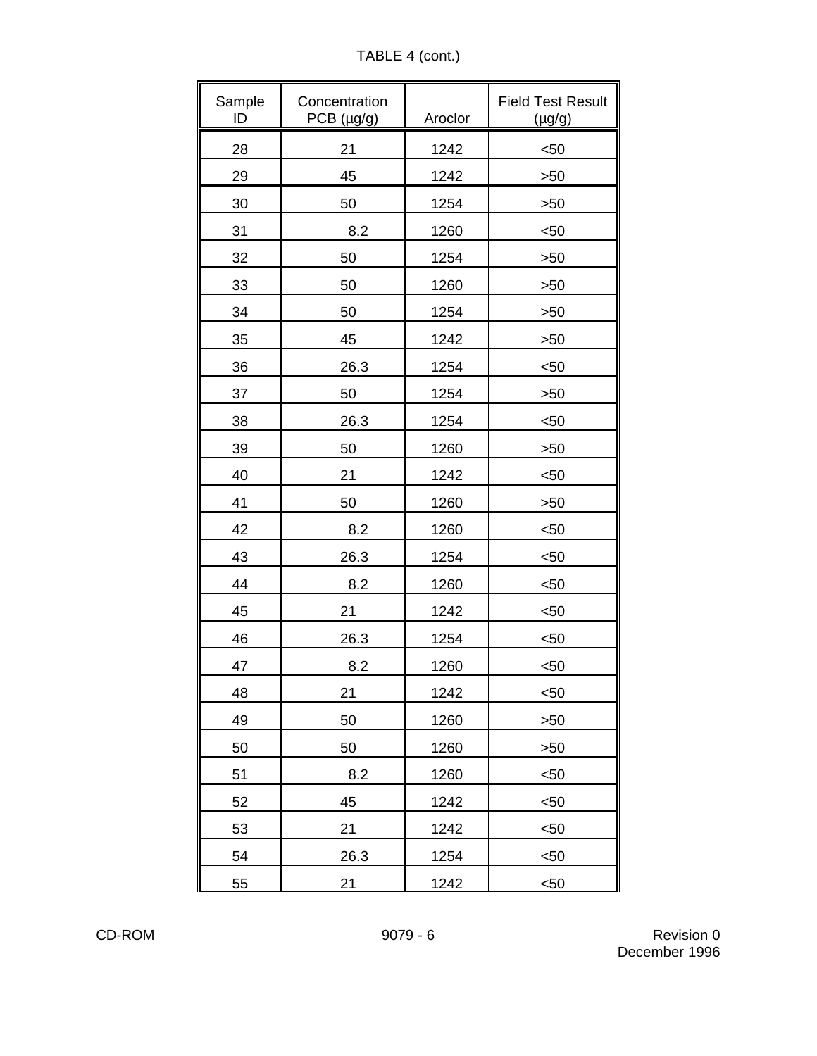TABLE 4 (cont.)

| Sample ID | Concentration PCB (µg/g) | Aroclor | Field Test Result (µg/g) |
|---|---|---|---|
| 28 | 21 | 1242 | <50 |
| 29 | 45 | 1242 | >50 |
| 30 | 50 | 1254 | >50 |
| 31 | 8.2 | 1260 | <50 |
| 32 | 50 | 1254 | >50 |
| 33 | 50 | 1260 | >50 |
| 34 | 50 | 1254 | >50 |
| 35 | 45 | 1242 | >50 |
| 36 | 26.3 | 1254 | <50 |
| 37 | 50 | 1254 | >50 |
| 38 | 26.3 | 1254 | <50 |
| 39 | 50 | 1260 | >50 |
| 40 | 21 | 1242 | <50 |
| 41 | 50 | 1260 | >50 |
| 42 | 8.2 | 1260 | <50 |
| 43 | 26.3 | 1254 | <50 |
| 44 | 8.2 | 1260 | <50 |
| 45 | 21 | 1242 | <50 |
| 46 | 26.3 | 1254 | <50 |
| 47 | 8.2 | 1260 | <50 |
| 48 | 21 | 1242 | <50 |
| 49 | 50 | 1260 | >50 |
| 50 | 50 | 1260 | >50 |
| 51 | 8.2 | 1260 | <50 |
| 52 | 45 | 1242 | <50 |
| 53 | 21 | 1242 | <50 |
| 54 | 26.3 | 1254 | <50 |
| 55 | 21 | 1242 | <50 |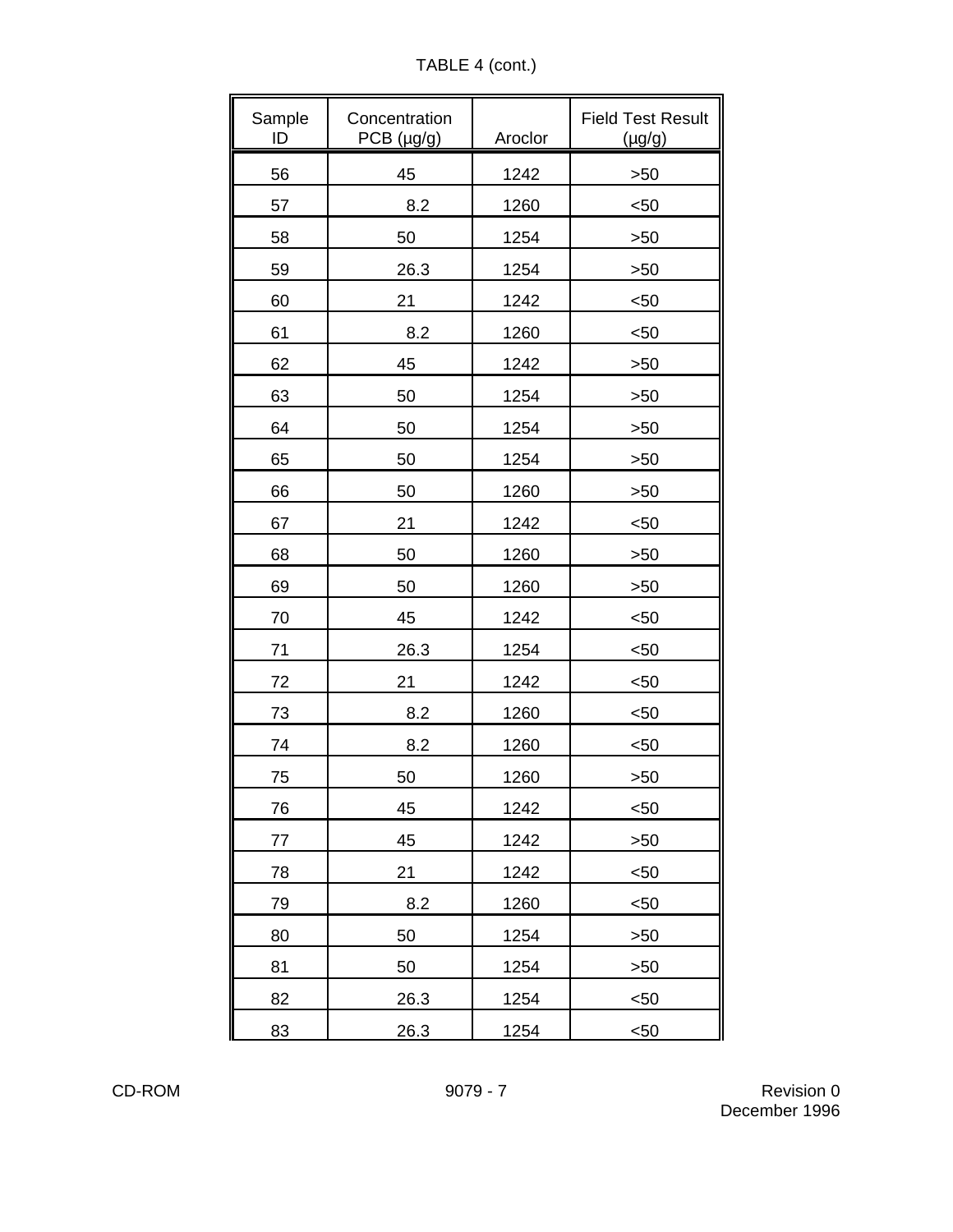TABLE 4 (cont.)

| Sample ID | Concentration PCB (µg/g) | Aroclor | Field Test Result (µg/g) |
|---|---|---|---|
| 56 | 45 | 1242 | >50 |
| 57 | 8.2 | 1260 | <50 |
| 58 | 50 | 1254 | >50 |
| 59 | 26.3 | 1254 | >50 |
| 60 | 21 | 1242 | <50 |
| 61 | 8.2 | 1260 | <50 |
| 62 | 45 | 1242 | >50 |
| 63 | 50 | 1254 | >50 |
| 64 | 50 | 1254 | >50 |
| 65 | 50 | 1254 | >50 |
| 66 | 50 | 1260 | >50 |
| 67 | 21 | 1242 | <50 |
| 68 | 50 | 1260 | >50 |
| 69 | 50 | 1260 | >50 |
| 70 | 45 | 1242 | <50 |
| 71 | 26.3 | 1254 | <50 |
| 72 | 21 | 1242 | <50 |
| 73 | 8.2 | 1260 | <50 |
| 74 | 8.2 | 1260 | <50 |
| 75 | 50 | 1260 | >50 |
| 76 | 45 | 1242 | <50 |
| 77 | 45 | 1242 | >50 |
| 78 | 21 | 1242 | <50 |
| 79 | 8.2 | 1260 | <50 |
| 80 | 50 | 1254 | >50 |
| 81 | 50 | 1254 | >50 |
| 82 | 26.3 | 1254 | <50 |
| 83 | 26.3 | 1254 | <50 |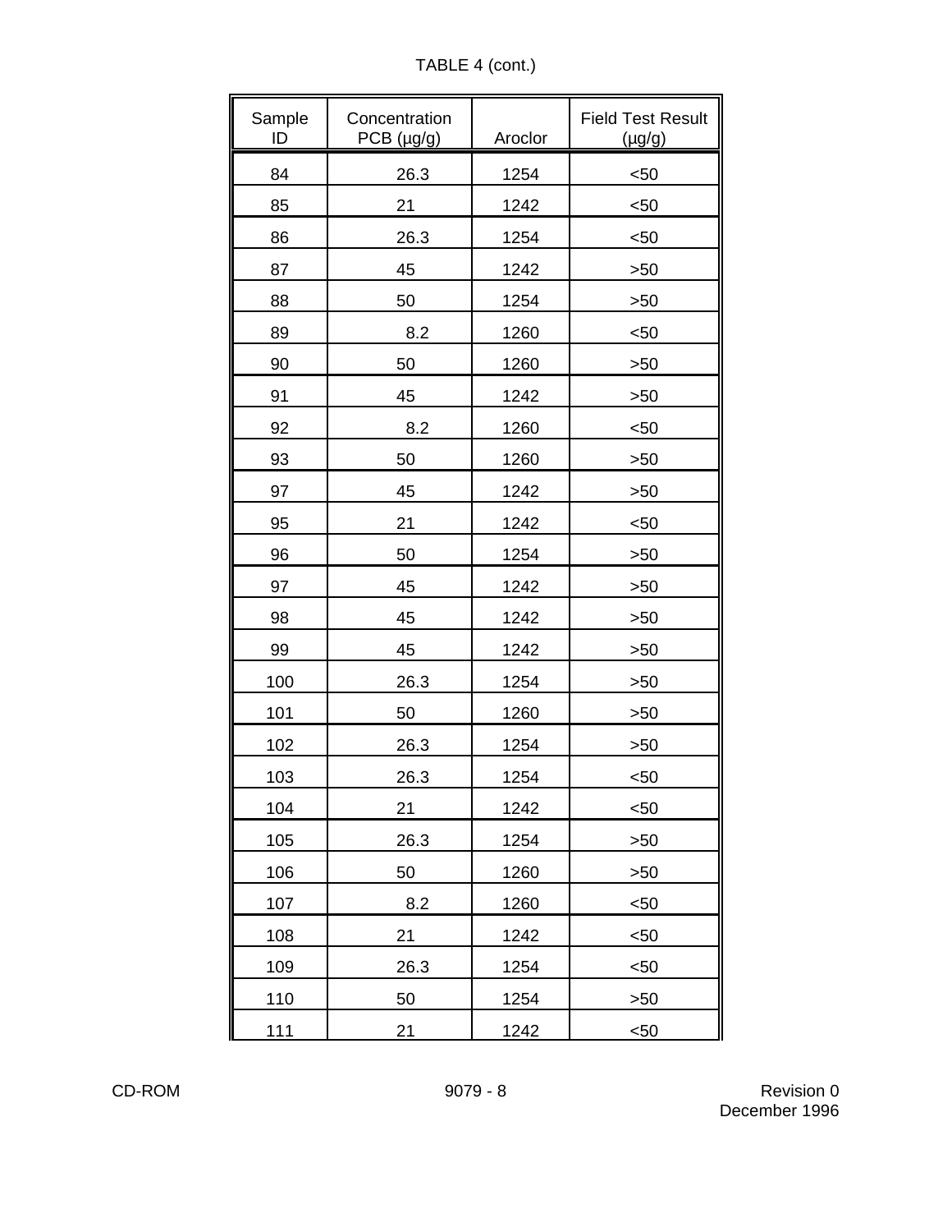TABLE 4 (cont.)

| Sample ID | Concentration PCB (µg/g) | Aroclor | Field Test Result (µg/g) |
|---|---|---|---|
| 84 | 26.3 | 1254 | <50 |
| 85 | 21 | 1242 | <50 |
| 86 | 26.3 | 1254 | <50 |
| 87 | 45 | 1242 | >50 |
| 88 | 50 | 1254 | >50 |
| 89 | 8.2 | 1260 | <50 |
| 90 | 50 | 1260 | >50 |
| 91 | 45 | 1242 | >50 |
| 92 | 8.2 | 1260 | <50 |
| 93 | 50 | 1260 | >50 |
| 97 | 45 | 1242 | >50 |
| 95 | 21 | 1242 | <50 |
| 96 | 50 | 1254 | >50 |
| 97 | 45 | 1242 | >50 |
| 98 | 45 | 1242 | >50 |
| 99 | 45 | 1242 | >50 |
| 100 | 26.3 | 1254 | >50 |
| 101 | 50 | 1260 | >50 |
| 102 | 26.3 | 1254 | >50 |
| 103 | 26.3 | 1254 | <50 |
| 104 | 21 | 1242 | <50 |
| 105 | 26.3 | 1254 | >50 |
| 106 | 50 | 1260 | >50 |
| 107 | 8.2 | 1260 | <50 |
| 108 | 21 | 1242 | <50 |
| 109 | 26.3 | 1254 | <50 |
| 110 | 50 | 1254 | >50 |
| 111 | 21 | 1242 | <50 |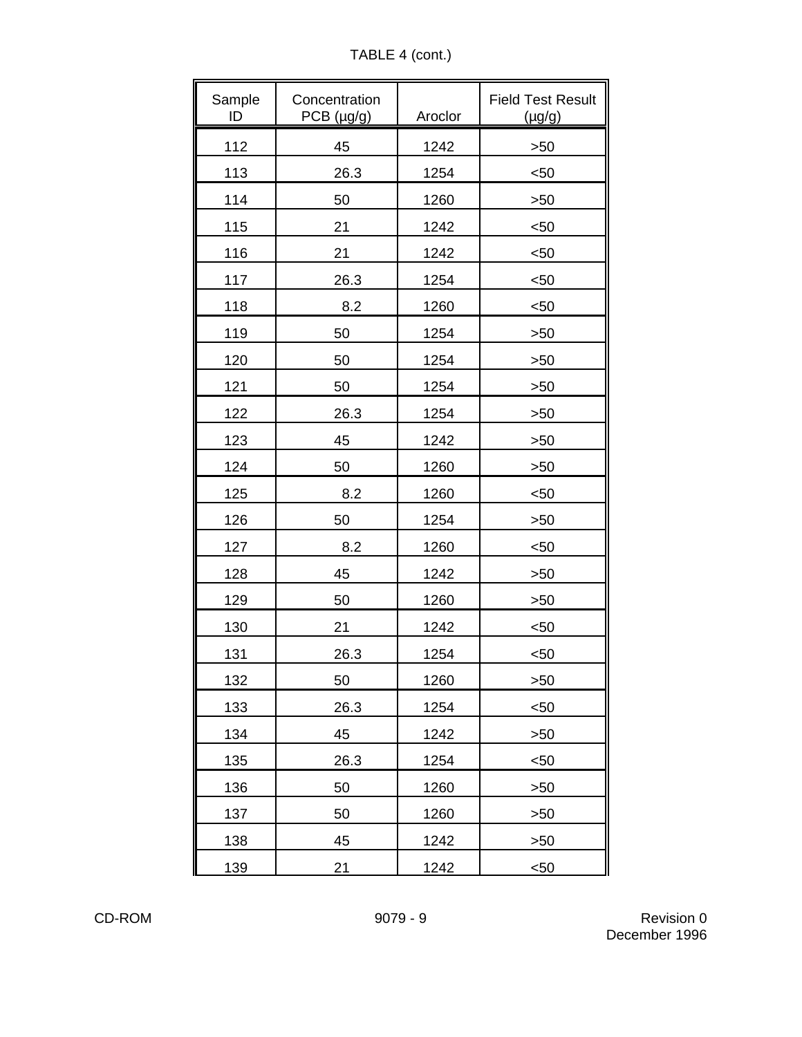TABLE 4 (cont.)

| Sample ID | Concentration PCB (µg/g) | Aroclor | Field Test Result (µg/g) |
|---|---|---|---|
| 112 | 45 | 1242 | >50 |
| 113 | 26.3 | 1254 | <50 |
| 114 | 50 | 1260 | >50 |
| 115 | 21 | 1242 | <50 |
| 116 | 21 | 1242 | <50 |
| 117 | 26.3 | 1254 | <50 |
| 118 | 8.2 | 1260 | <50 |
| 119 | 50 | 1254 | >50 |
| 120 | 50 | 1254 | >50 |
| 121 | 50 | 1254 | >50 |
| 122 | 26.3 | 1254 | >50 |
| 123 | 45 | 1242 | >50 |
| 124 | 50 | 1260 | >50 |
| 125 | 8.2 | 1260 | <50 |
| 126 | 50 | 1254 | >50 |
| 127 | 8.2 | 1260 | <50 |
| 128 | 45 | 1242 | >50 |
| 129 | 50 | 1260 | >50 |
| 130 | 21 | 1242 | <50 |
| 131 | 26.3 | 1254 | <50 |
| 132 | 50 | 1260 | >50 |
| 133 | 26.3 | 1254 | <50 |
| 134 | 45 | 1242 | >50 |
| 135 | 26.3 | 1254 | <50 |
| 136 | 50 | 1260 | >50 |
| 137 | 50 | 1260 | >50 |
| 138 | 45 | 1242 | >50 |
| 139 | 21 | 1242 | <50 |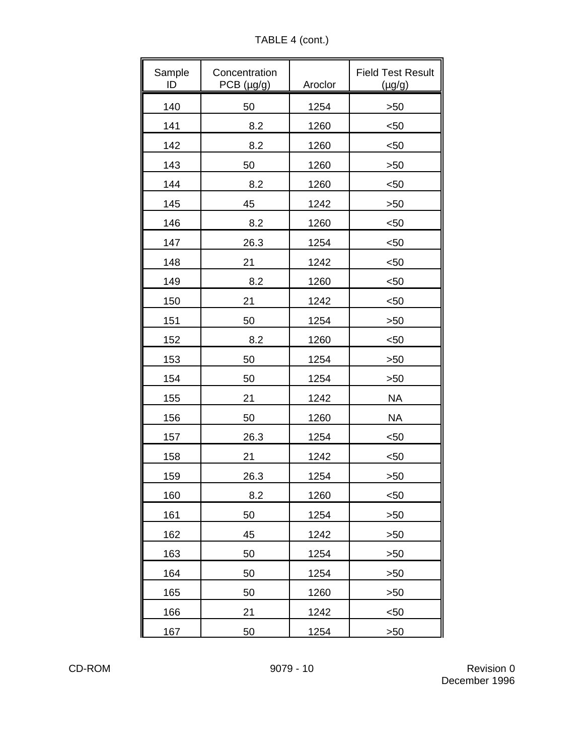TABLE 4 (cont.)

| Sample ID | Concentration PCB (µg/g) | Aroclor | Field Test Result (µg/g) |
|---|---|---|---|
| 140 | 50 | 1254 | >50 |
| 141 | 8.2 | 1260 | <50 |
| 142 | 8.2 | 1260 | <50 |
| 143 | 50 | 1260 | >50 |
| 144 | 8.2 | 1260 | <50 |
| 145 | 45 | 1242 | >50 |
| 146 | 8.2 | 1260 | <50 |
| 147 | 26.3 | 1254 | <50 |
| 148 | 21 | 1242 | <50 |
| 149 | 8.2 | 1260 | <50 |
| 150 | 21 | 1242 | <50 |
| 151 | 50 | 1254 | >50 |
| 152 | 8.2 | 1260 | <50 |
| 153 | 50 | 1254 | >50 |
| 154 | 50 | 1254 | >50 |
| 155 | 21 | 1242 | NA |
| 156 | 50 | 1260 | NA |
| 157 | 26.3 | 1254 | <50 |
| 158 | 21 | 1242 | <50 |
| 159 | 26.3 | 1254 | >50 |
| 160 | 8.2 | 1260 | <50 |
| 161 | 50 | 1254 | >50 |
| 162 | 45 | 1242 | >50 |
| 163 | 50 | 1254 | >50 |
| 164 | 50 | 1254 | >50 |
| 165 | 50 | 1260 | >50 |
| 166 | 21 | 1242 | <50 |
| 167 | 50 | 1254 | >50 |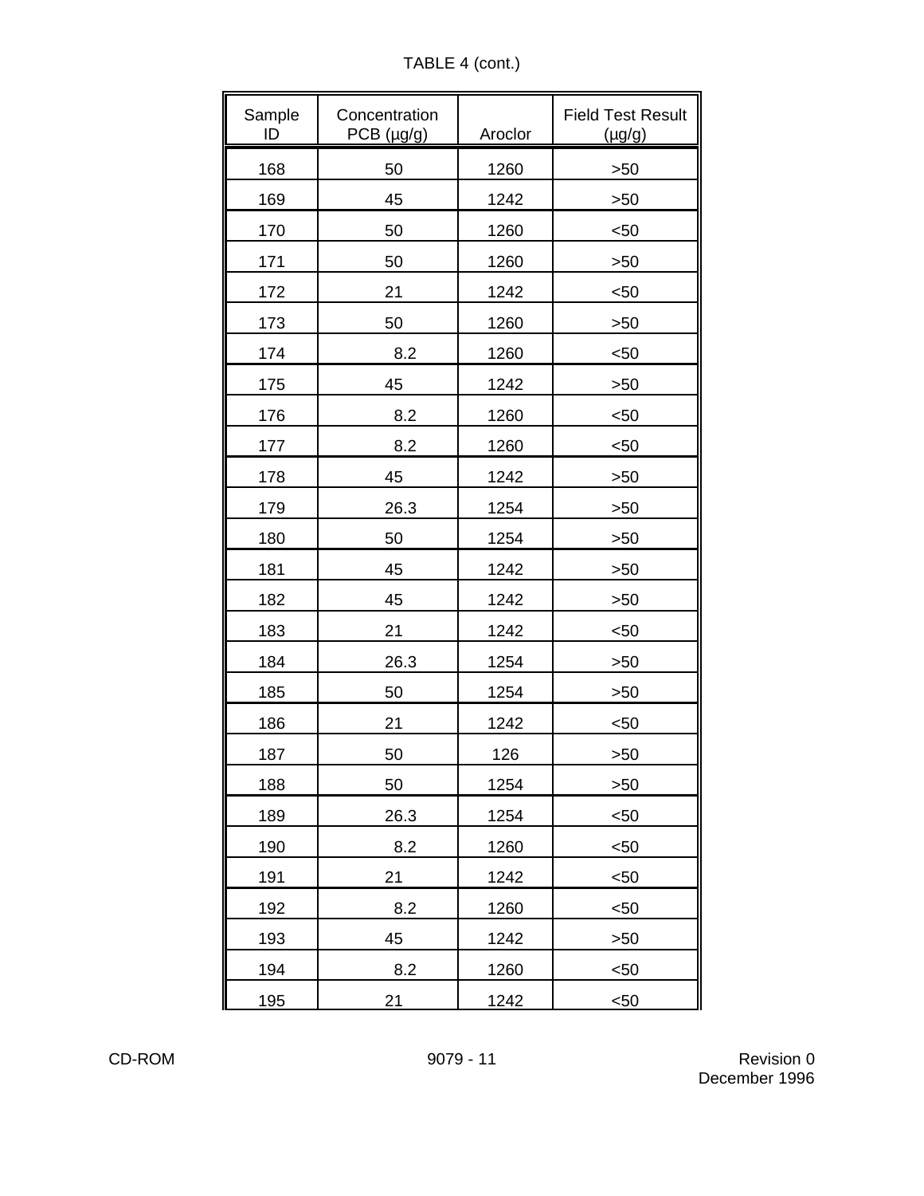TABLE 4 (cont.)

| Sample ID | Concentration PCB (µg/g) | Aroclor | Field Test Result (µg/g) |
|---|---|---|---|
| 168 | 50 | 1260 | >50 |
| 169 | 45 | 1242 | >50 |
| 170 | 50 | 1260 | <50 |
| 171 | 50 | 1260 | >50 |
| 172 | 21 | 1242 | <50 |
| 173 | 50 | 1260 | >50 |
| 174 | 8.2 | 1260 | <50 |
| 175 | 45 | 1242 | >50 |
| 176 | 8.2 | 1260 | <50 |
| 177 | 8.2 | 1260 | <50 |
| 178 | 45 | 1242 | >50 |
| 179 | 26.3 | 1254 | >50 |
| 180 | 50 | 1254 | >50 |
| 181 | 45 | 1242 | >50 |
| 182 | 45 | 1242 | >50 |
| 183 | 21 | 1242 | <50 |
| 184 | 26.3 | 1254 | >50 |
| 185 | 50 | 1254 | >50 |
| 186 | 21 | 1242 | <50 |
| 187 | 50 | 126 | >50 |
| 188 | 50 | 1254 | >50 |
| 189 | 26.3 | 1254 | <50 |
| 190 | 8.2 | 1260 | <50 |
| 191 | 21 | 1242 | <50 |
| 192 | 8.2 | 1260 | <50 |
| 193 | 45 | 1242 | >50 |
| 194 | 8.2 | 1260 | <50 |
| 195 | 21 | 1242 | <50 |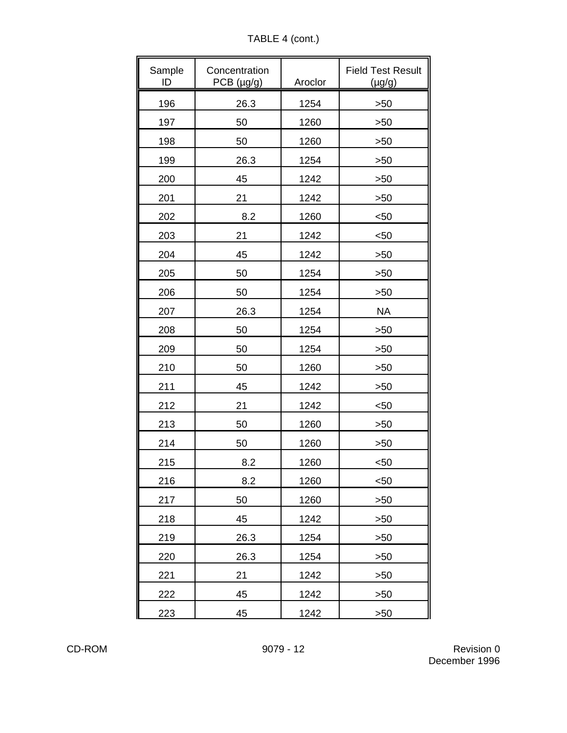TABLE 4 (cont.)

| Sample ID | Concentration PCB (µg/g) | Aroclor | Field Test Result (µg/g) |
|---|---|---|---|
| 196 | 26.3 | 1254 | >50 |
| 197 | 50 | 1260 | >50 |
| 198 | 50 | 1260 | >50 |
| 199 | 26.3 | 1254 | >50 |
| 200 | 45 | 1242 | >50 |
| 201 | 21 | 1242 | >50 |
| 202 | 8.2 | 1260 | <50 |
| 203 | 21 | 1242 | <50 |
| 204 | 45 | 1242 | >50 |
| 205 | 50 | 1254 | >50 |
| 206 | 50 | 1254 | >50 |
| 207 | 26.3 | 1254 | NA |
| 208 | 50 | 1254 | >50 |
| 209 | 50 | 1254 | >50 |
| 210 | 50 | 1260 | >50 |
| 211 | 45 | 1242 | >50 |
| 212 | 21 | 1242 | <50 |
| 213 | 50 | 1260 | >50 |
| 214 | 50 | 1260 | >50 |
| 215 | 8.2 | 1260 | <50 |
| 216 | 8.2 | 1260 | <50 |
| 217 | 50 | 1260 | >50 |
| 218 | 45 | 1242 | >50 |
| 219 | 26.3 | 1254 | >50 |
| 220 | 26.3 | 1254 | >50 |
| 221 | 21 | 1242 | >50 |
| 222 | 45 | 1242 | >50 |
| 223 | 45 | 1242 | >50 |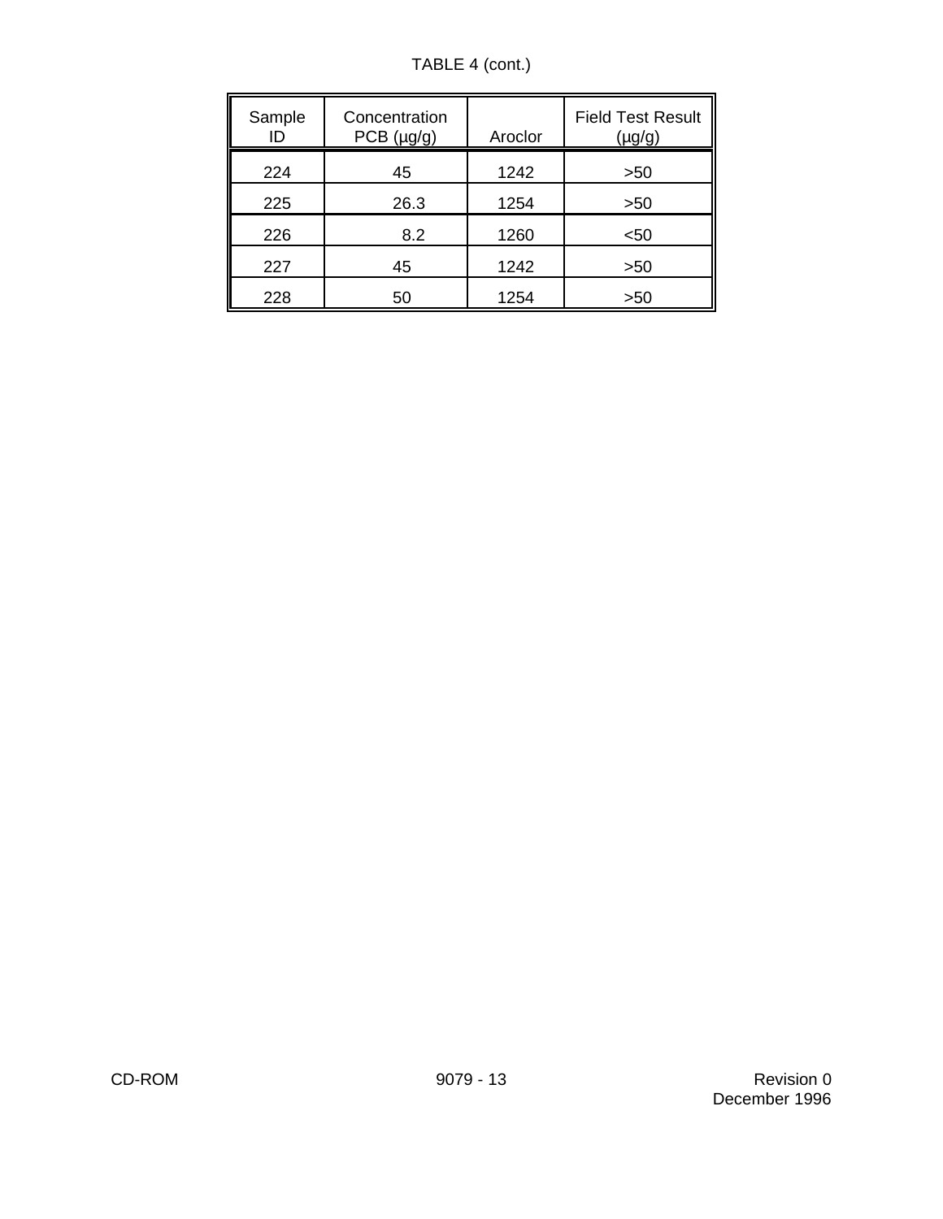TABLE 4 (cont.)

| Sample ID | Concentration PCB (µg/g) | Aroclor | Field Test Result (µg/g) |
|---|---|---|---|
| 224 | 45 | 1242 | >50 |
| 225 | 26.3 | 1254 | >50 |
| 226 | 8.2 | 1260 | <50 |
| 227 | 45 | 1242 | >50 |
| 228 | 50 | 1254 | >50 |